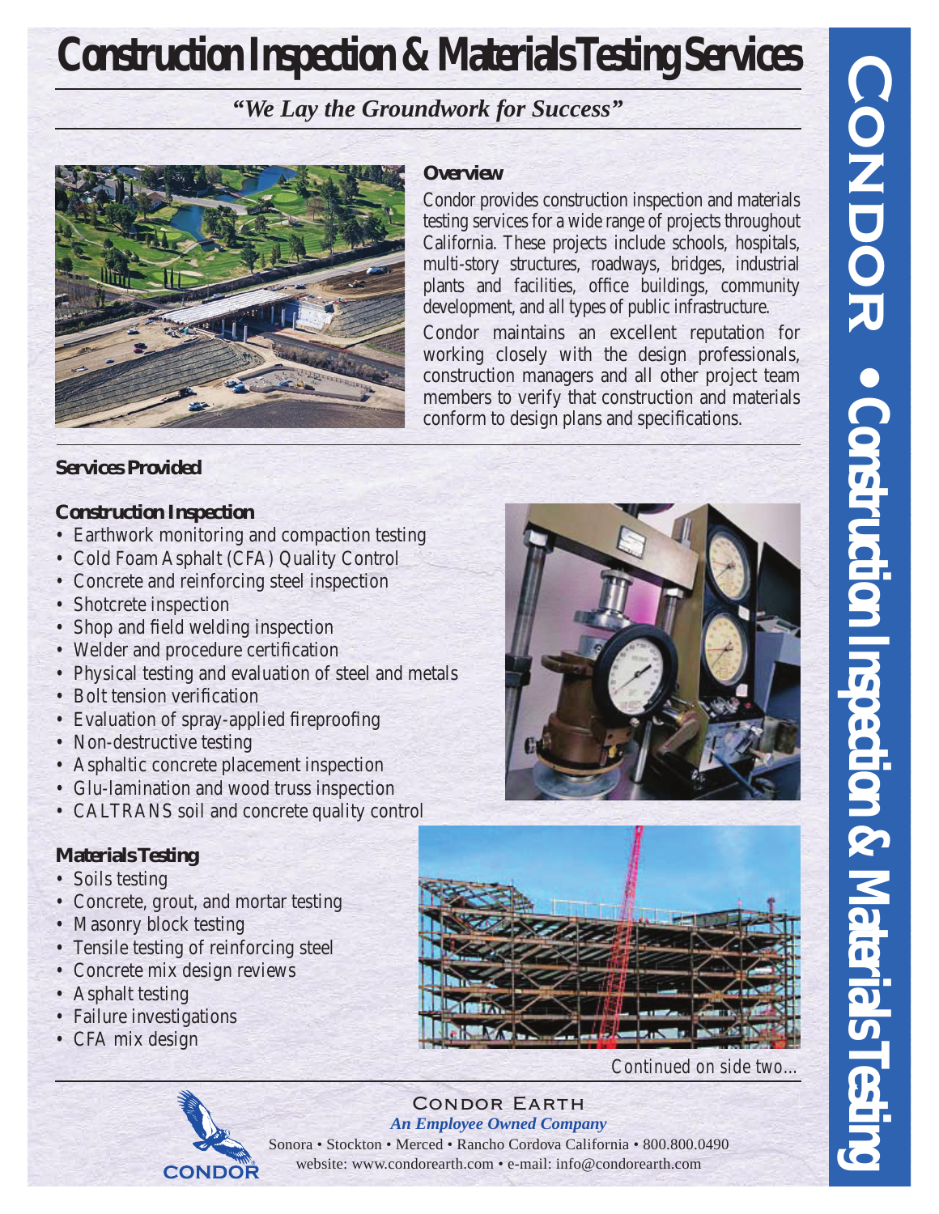# Construction Inspection & Materials Testing Services

*"We Lay the Groundwork for Success"*

## Overview

Condor provides construction inspection and materials testing services for a wide range of projects throughout California. These projects include schools, hospitals, multi-story structures, roadways, bridges, industrial plants and facilities, office buildings, community development, and all types of public infrastructure.

Condor maintains an excellent reputation for working closely with the design professionals, construction managers and all other project team members to verify that construction and materials conform to design plans and specifications.

## Services Provided

### Construction Inspection

- Earthwork monitoring and compaction testing
- Cold Foam Asphalt (CFA) Quality Control
- Concrete and reinforcing steel inspection
- Shotcrete inspection
- Shop and field welding inspection
- Welder and procedure certification
- Physical testing and evaluation of steel and metals
- Bolt tension verification
- Evaluation of spray-applied fireproofing
- Non-destructive testing
- Asphaltic concrete placement inspection
- Glu-lamination and wood truss inspection
- CALTRANS soil and concrete quality control

### Materials Testing

- Soils testing
- Concrete, grout, and mortar testing
- Masonry block testing
- Tensile testing of reinforcing steel
- Concrete mix design reviews
- Asphalt testing
- Failure investigations
- CFA mix design

*Continued on side two...*

CONDOR EARTH

*An Employee Owned Company*

Sonora • Stockton • Merced • Rancho Cordova California • 800.800.0490

website: www.condorearth.com • e-mail: info@condorearth.com

CONDOR • Construction Inspection & Materials Testing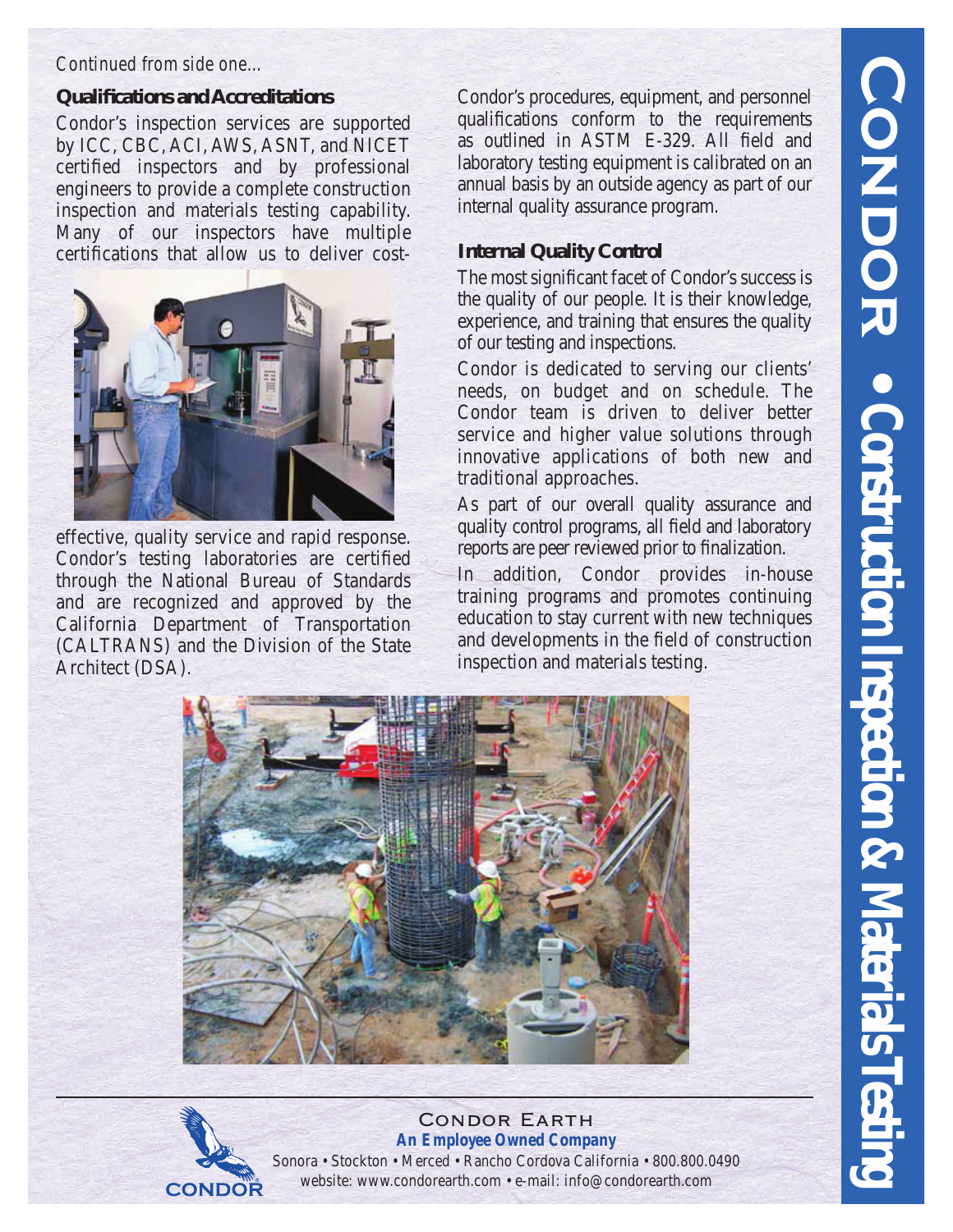*Continued from side one...*

## Qualifications and Accreditations

Condor's inspection services are supported by ICC, CBC, ACI, AWS, ASNT, and NICET certified inspectors and by professional engineers to provide a complete construction inspection and materials testing capability. Many of our inspectors have multiple certifications that allow us to deliver cost-effective, quality service and rapid response. Condor's testing laboratories are certified through the National Bureau of Standards and are recognized and approved by the California Department of Transportation (CALTRANS) and the Division of the State Architect (DSA).

Condor's procedures, equipment, and personnel qualifications conform to the requirements as outlined in ASTM E-329. All field and laboratory testing equipment is calibrated on an annual basis by an outside agency as part of our internal quality assurance program.

## Internal Quality Control

The most significant facet of Condor's success is the quality of our people. It is their knowledge, experience, and training that ensures the quality of our testing and inspections.

Condor is dedicated to serving our clients' needs, on budget and on schedule. The Condor team is driven to deliver better service and higher value solutions through innovative applications of both new and traditional approaches.

As part of our overall quality assurance and quality control programs, all field and laboratory reports are peer reviewed prior to finalization.

In addition, Condor provides in-house training programs and promotes continuing education to stay current with new techniques and developments in the field of construction inspection and materials testing.

CONDOR EARTH

**An Employee Owned Company**

Sonora • Stockton • Merced • Rancho Cordova California • 800.800.0490

website: www.condorearth.com • e-mail: info@condorearth.com

**CONDOR • Construction Inspection & Materials Testing**